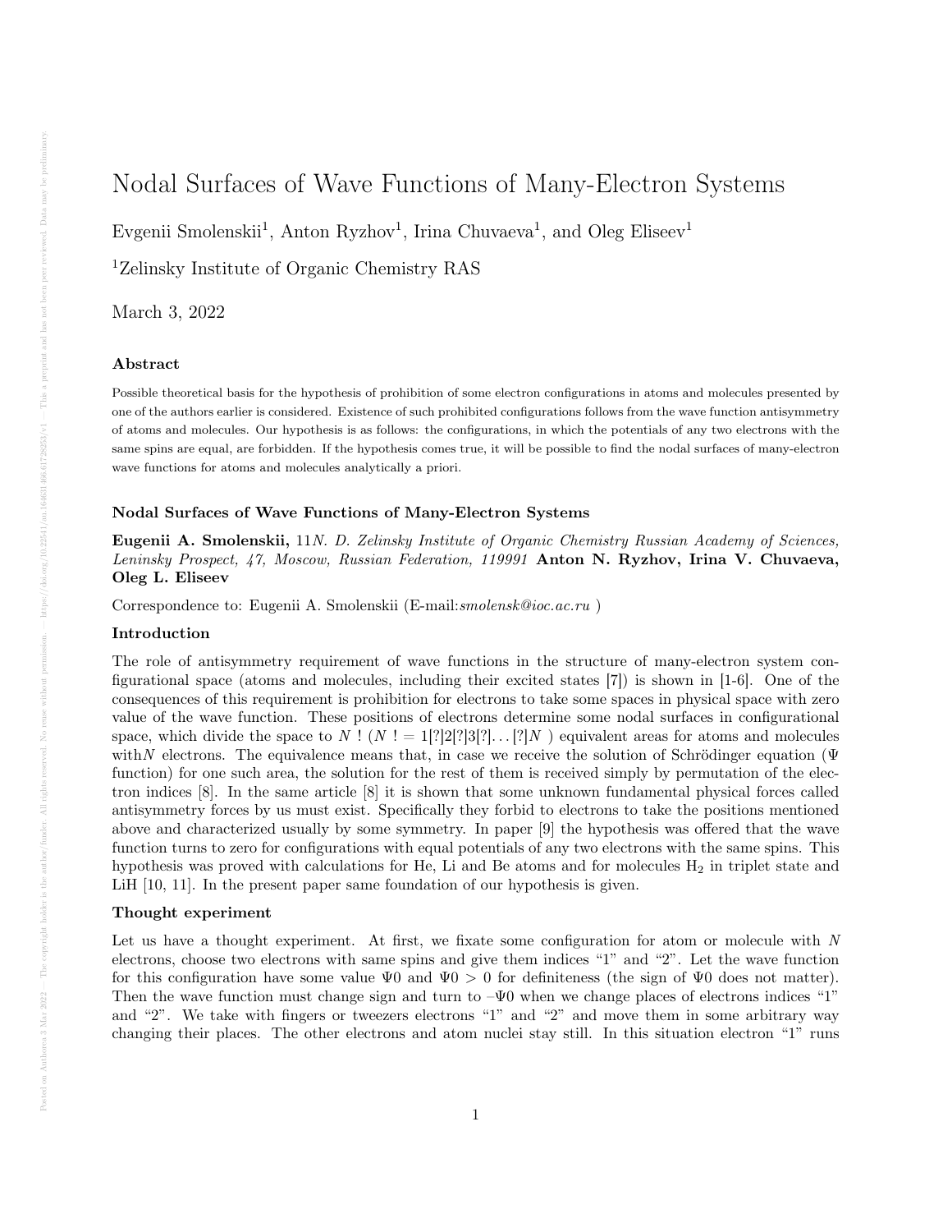# Nodal Surfaces of Wave Functions of Many-Electron Systems

Evgenii Smolenskii[1], Anton Ryzhov[1], Irina Chuvaeva[1], and Oleg Eliseev[1]

[1]Zelinsky Institute of Organic Chemistry RAS

March 3, 2022

### Abstract

Possible theoretical basis for the hypothesis of prohibition of some electron configurations in atoms and molecules presented by one of the authors earlier is considered. Existence of such prohibited configurations follows from the wave function antisymmetry of atoms and molecules. Our hypothesis is as follows: the configurations, in which the potentials of any two electrons with the same spins are equal, are forbidden. If the hypothesis comes true, it will be possible to find the nodal surfaces of many-electron wave functions for atoms and molecules analytically a priori.

### Nodal Surfaces of Wave Functions of Many-Electron Systems

**Eugenii A. Smolenskii,** 11*N. D. Zelinsky Institute of Organic Chemistry Russian Academy of Sciences, Leninsky Prospect, 47, Moscow, Russian Federation, 119991* **Anton N. Ryzhov, Irina V. Chuvaeva, Oleg L. Eliseev**

Correspondence to: Eugenii A. Smolenskii (E-mail:*smolensk@ioc.ac.ru* )

### Introduction

The role of antisymmetry requirement of wave functions in the structure of many-electron system configurational space (atoms and molecules, including their excited states [7]) is shown in [1-6]. One of the consequences of this requirement is prohibition for electrons to take some spaces in physical space with zero value of the wave function. These positions of electrons determine some nodal surfaces in configurational space, which divide the space to $N$ ! ($N$ ! = 1[?]2[?]3[?]. . . [?]$N$ ) equivalent areas for atoms and molecules with$N$ electrons. The equivalence means that, in case we receive the solution of Schrödinger equation ($\Psi$ function) for one such area, the solution for the rest of them is received simply by permutation of the electron indices [8]. In the same article [8] it is shown that some unknown fundamental physical forces called antisymmetry forces by us must exist. Specifically they forbid to electrons to take the positions mentioned above and characterized usually by some symmetry. In paper [9] the hypothesis was offered that the wave function turns to zero for configurations with equal potentials of any two electrons with the same spins. This hypothesis was proved with calculations for He, Li and Be atoms and for molecules $H_2$ in triplet state and LiH [10, 11]. In the present paper same foundation of our hypothesis is given.

### Thought experiment

Let us have a thought experiment. At first, we fixate some configuration for atom or molecule with $N$ electrons, choose two electrons with same spins and give them indices "1" and "2". Let the wave function for this configuration have some value $\Psi0$ and $\Psi0 > 0$ for definiteness (the sign of $\Psi0$ does not matter). Then the wave function must change sign and turn to $-\Psi0$ when we change places of electrons indices "1" and "2". We take with fingers or tweezers electrons "1" and "2" and move them in some arbitrary way changing their places. The other electrons and atom nuclei stay still. In this situation electron "1" runs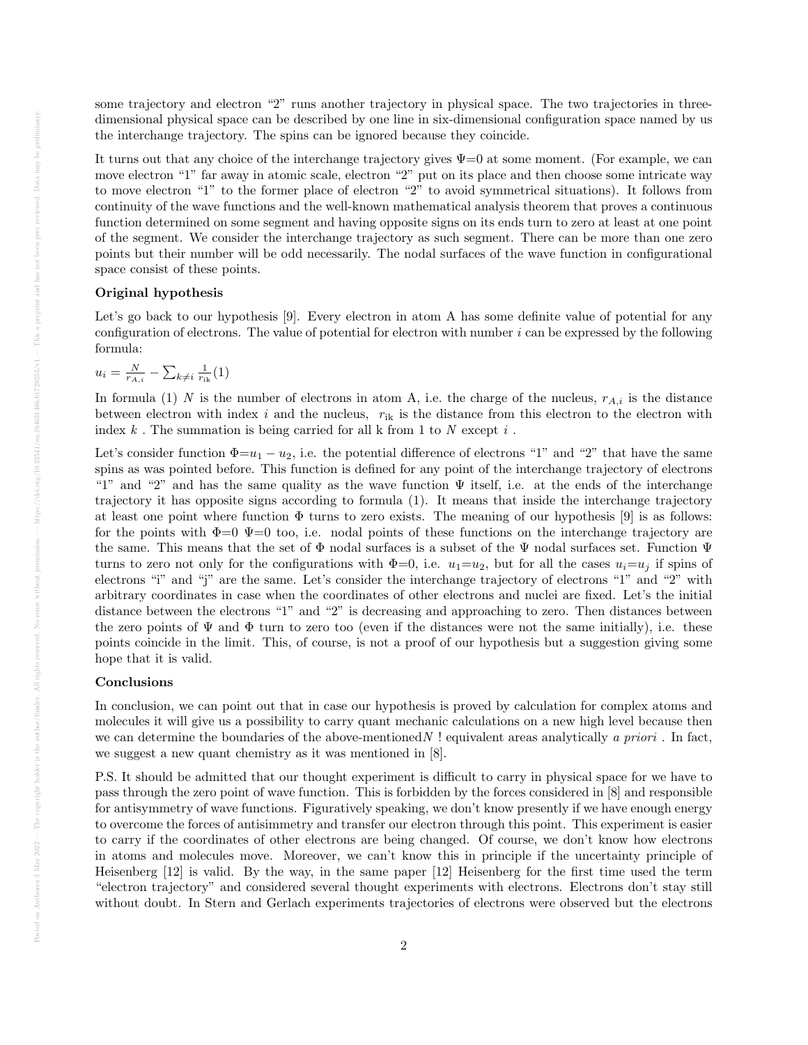some trajectory and electron "2" runs another trajectory in physical space. The two trajectories in three-dimensional physical space can be described by one line in six-dimensional configuration space named by us the interchange trajectory. The spins can be ignored because they coincide.

It turns out that any choice of the interchange trajectory gives Ψ=0 at some moment. (For example, we can move electron "1" far away in atomic scale, electron "2" put on its place and then choose some intricate way to move electron "1" to the former place of electron "2" to avoid symmetrical situations). It follows from continuity of the wave functions and the well-known mathematical analysis theorem that proves a continuous function determined on some segment and having opposite signs on its ends turn to zero at least at one point of the segment. We consider the interchange trajectory as such segment. There can be more than one zero points but their number will be odd necessarily. The nodal surfaces of the wave function in configurational space consist of these points.

**Original hypothesis**

Let's go back to our hypothesis [9]. Every electron in atom A has some definite value of potential for any configuration of electrons. The value of potential for electron with number $i$ can be expressed by the following formula:

$u_i = \frac{N}{r_{A,i}} - \sum_{k \neq i} \frac{1}{r_{\text{ik}}}(1)$

In formula (1) $N$ is the number of electrons in atom A, i.e. the charge of the nucleus, $r_{A,i}$ is the distance between electron with index $i$ and the nucleus, $r_{\text{ik}}$ is the distance from this electron to the electron with index $k$ . The summation is being carried for all k from 1 to $N$ except $i$ .

Let's consider function $\Phi = u_1 - u_2$, i.e. the potential difference of electrons "1" and "2" that have the same spins as was pointed before. This function is defined for any point of the interchange trajectory of electrons "1" and "2" and has the same quality as the wave function Ψ itself, i.e. at the ends of the interchange trajectory it has opposite signs according to formula (1). It means that inside the interchange trajectory at least one point where function Φ turns to zero exists. The meaning of our hypothesis [9] is as follows: for the points with Φ=0 Ψ=0 too, i.e. nodal points of these functions on the interchange trajectory are the same. This means that the set of Φ nodal surfaces is a subset of the Ψ nodal surfaces set. Function Ψ turns to zero not only for the configurations with Φ=0, i.e. $u_1 = u_2$, but for all the cases $u_i = u_j$ if spins of electrons "i" and "j" are the same. Let's consider the interchange trajectory of electrons "1" and "2" with arbitrary coordinates in case when the coordinates of other electrons and nuclei are fixed. Let's the initial distance between the electrons "1" and "2" is decreasing and approaching to zero. Then distances between the zero points of Ψ and Φ turn to zero too (even if the distances were not the same initially), i.e. these points coincide in the limit. This, of course, is not a proof of our hypothesis but a suggestion giving some hope that it is valid.

**Conclusions**

In conclusion, we can point out that in case our hypothesis is proved by calculation for complex atoms and molecules it will give us a possibility to carry quant mechanic calculations on a new high level because then we can determine the boundaries of the above-mentioned$N$ ! equivalent areas analytically *a priori* . In fact, we suggest a new quant chemistry as it was mentioned in [8].

P.S. It should be admitted that our thought experiment is difficult to carry in physical space for we have to pass through the zero point of wave function. This is forbidden by the forces considered in [8] and responsible for antisymmetry of wave functions. Figuratively speaking, we don't know presently if we have enough energy to overcome the forces of antisimmetry and transfer our electron through this point. This experiment is easier to carry if the coordinates of other electrons are being changed. Of course, we don't know how electrons in atoms and molecules move. Moreover, we can't know this in principle if the uncertainty principle of Heisenberg [12] is valid. By the way, in the same paper [12] Heisenberg for the first time used the term "electron trajectory" and considered several thought experiments with electrons. Electrons don't stay still without doubt. In Stern and Gerlach experiments trajectories of electrons were observed but the electrons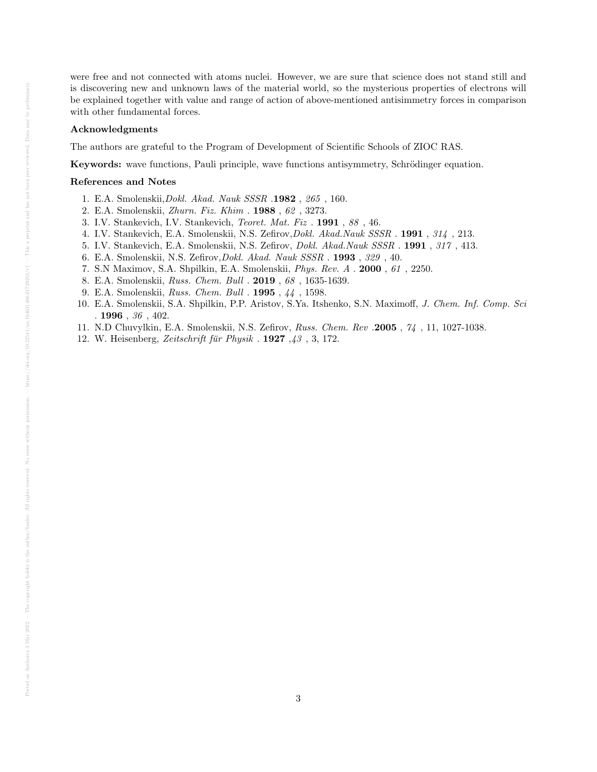were free and not connected with atoms nuclei. However, we are sure that science does not stand still and is discovering new and unknown laws of the material world, so the mysterious properties of electrons will be explained together with value and range of action of above-mentioned antisimmetry forces in comparison with other fundamental forces.

### Acknowledgments

The authors are grateful to the Program of Development of Scientific Schools of ZIOC RAS.

**Keywords:** wave functions, Pauli principle, wave functions antisymmetry, Schrödinger equation.

### References and Notes

1. E.A. Smolenskii,*Dokl. Akad. Nauk SSSR* .**1982** , *265* , 160.
2. E.A. Smolenskii, *Zhurn. Fiz. Khim* . **1988** , *62* , 3273.
3. I.V. Stankevich, I.V. Stankevich, *Teoret. Mat. Fiz* . **1991** , *88* , 46.
4. I.V. Stankevich, E.A. Smolenskii, N.S. Zefirov,*Dokl. Akad.Nauk SSSR* . **1991** , *314* , 213.
5. I.V. Stankevich, E.A. Smolenskii, N.S. Zefirov, *Dokl. Akad.Nauk SSSR* . **1991** , *317* , 413.
6. E.A. Smolenskii, N.S. Zefirov,*Dokl. Akad. Nauk SSSR* . **1993** , *329* , 40.
7. S.N Maximov, S.A. Shpilkin, E.A. Smolenskii, *Phys. Rev. A* . **2000** , *61* , 2250.
8. E.A. Smolenskii, *Russ. Chem. Bull* . **2019** , *68* , 1635-1639.
9. E.A. Smolenskii, *Russ. Chem. Bull* . **1995** , *44* , 1598.
10. E.A. Smolenskii, S.A. Shpilkin, P.P. Aristov, S.Ya. Itshenko, S.N. Maximoff, *J. Chem. Inf. Comp. Sci* . **1996** , *36* , 402.
11. N.D Chuvylkin, E.A. Smolenskii, N.S. Zefirov, *Russ. Chem. Rev* .**2005** , *74* , 11, 1027-1038.
12. W. Heisenberg, *Zeitschrift für Physik* . **1927** ,*43* , 3, 172.